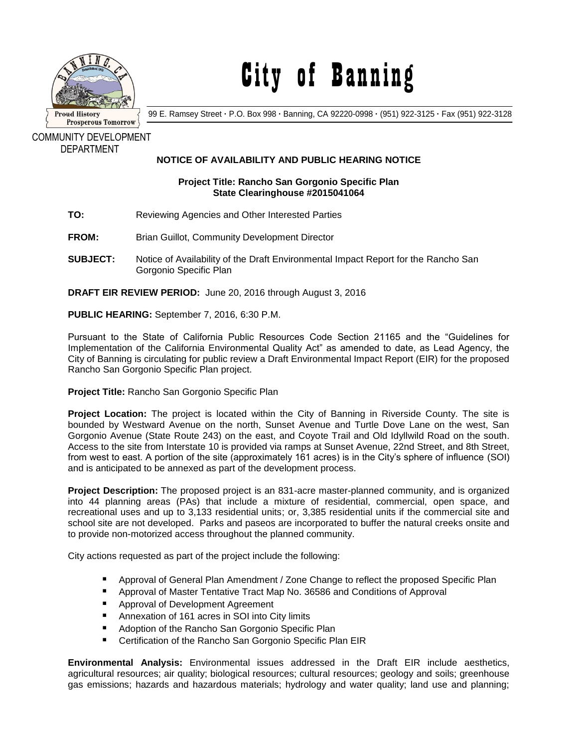# City of Banning

99 E. Ramsey Street · P.O. Box 998 · Banning, CA 92220-0998 · (951) 922-3125 · Fax (951) 922-3128

COMMUNITY DEVELOPMENT DEPARTMENT

## NOTICE OF AVAILABILITY AND PUBLIC HEARING NOTICE

**Project Title: Rancho San Gorgonio Specific Plan**
**State Clearinghouse #2015041064**

**TO:** Reviewing Agencies and Other Interested Parties

**FROM:** Brian Guillot, Community Development Director

**SUBJECT:** Notice of Availability of the Draft Environmental Impact Report for the Rancho San Gorgonio Specific Plan

**DRAFT EIR REVIEW PERIOD:** June 20, 2016 through August 3, 2016

**PUBLIC HEARING:** September 7, 2016, 6:30 P.M.

Pursuant to the State of California Public Resources Code Section 21165 and the "Guidelines for Implementation of the California Environmental Quality Act" as amended to date, as Lead Agency, the City of Banning is circulating for public review a Draft Environmental Impact Report (EIR) for the proposed Rancho San Gorgonio Specific Plan project.

**Project Title:** Rancho San Gorgonio Specific Plan

**Project Location:** The project is located within the City of Banning in Riverside County. The site is bounded by Westward Avenue on the north, Sunset Avenue and Turtle Dove Lane on the west, San Gorgonio Avenue (State Route 243) on the east, and Coyote Trail and Old Idyllwild Road on the south. Access to the site from Interstate 10 is provided via ramps at Sunset Avenue, 22nd Street, and 8th Street, from west to east. A portion of the site (approximately 161 acres) is in the City's sphere of influence (SOI) and is anticipated to be annexed as part of the development process.

**Project Description:** The proposed project is an 831-acre master-planned community, and is organized into 44 planning areas (PAs) that include a mixture of residential, commercial, open space, and recreational uses and up to 3,133 residential units; or, 3,385 residential units if the commercial site and school site are not developed. Parks and paseos are incorporated to buffer the natural creeks onsite and to provide non-motorized access throughout the planned community.

City actions requested as part of the project include the following:

- Approval of General Plan Amendment / Zone Change to reflect the proposed Specific Plan
- Approval of Master Tentative Tract Map No. 36586 and Conditions of Approval
- Approval of Development Agreement
- Annexation of 161 acres in SOI into City limits
- Adoption of the Rancho San Gorgonio Specific Plan
- Certification of the Rancho San Gorgonio Specific Plan EIR

**Environmental Analysis:** Environmental issues addressed in the Draft EIR include aesthetics, agricultural resources; air quality; biological resources; cultural resources; geology and soils; greenhouse gas emissions; hazards and hazardous materials; hydrology and water quality; land use and planning;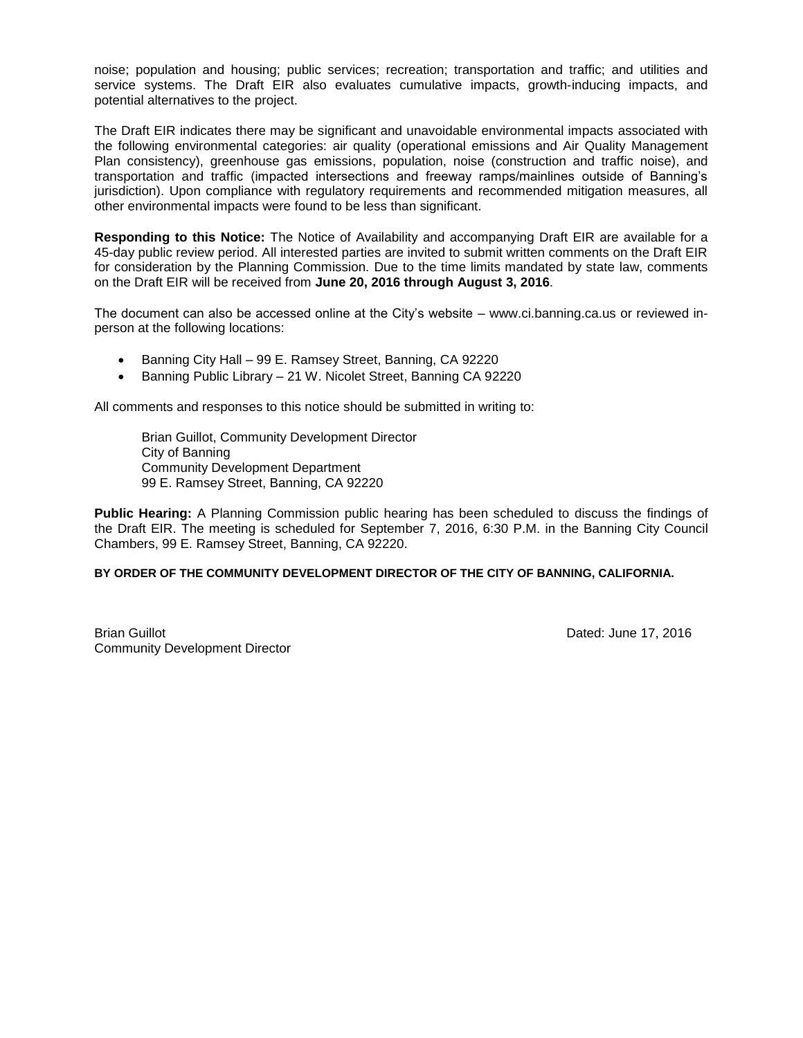noise; population and housing; public services; recreation; transportation and traffic; and utilities and service systems. The Draft EIR also evaluates cumulative impacts, growth-inducing impacts, and potential alternatives to the project.

The Draft EIR indicates there may be significant and unavoidable environmental impacts associated with the following environmental categories: air quality (operational emissions and Air Quality Management Plan consistency), greenhouse gas emissions, population, noise (construction and traffic noise), and transportation and traffic (impacted intersections and freeway ramps/mainlines outside of Banning's jurisdiction). Upon compliance with regulatory requirements and recommended mitigation measures, all other environmental impacts were found to be less than significant.

**Responding to this Notice:** The Notice of Availability and accompanying Draft EIR are available for a 45-day public review period. All interested parties are invited to submit written comments on the Draft EIR for consideration by the Planning Commission. Due to the time limits mandated by state law, comments on the Draft EIR will be received from **June 20, 2016 through August 3, 2016**.

The document can also be accessed online at the City's website – www.ci.banning.ca.us or reviewed in-person at the following locations:

- Banning City Hall – 99 E. Ramsey Street, Banning, CA 92220
- Banning Public Library – 21 W. Nicolet Street, Banning CA 92220

All comments and responses to this notice should be submitted in writing to:

Brian Guillot, Community Development Director
City of Banning
Community Development Department
99 E. Ramsey Street, Banning, CA 92220

**Public Hearing:** A Planning Commission public hearing has been scheduled to discuss the findings of the Draft EIR. The meeting is scheduled for September 7, 2016, 6:30 P.M. in the Banning City Council Chambers, 99 E. Ramsey Street, Banning, CA 92220.

**BY ORDER OF THE COMMUNITY DEVELOPMENT DIRECTOR OF THE CITY OF BANNING, CALIFORNIA.**

Brian Guillot
Community Development Director

Dated: June 17, 2016